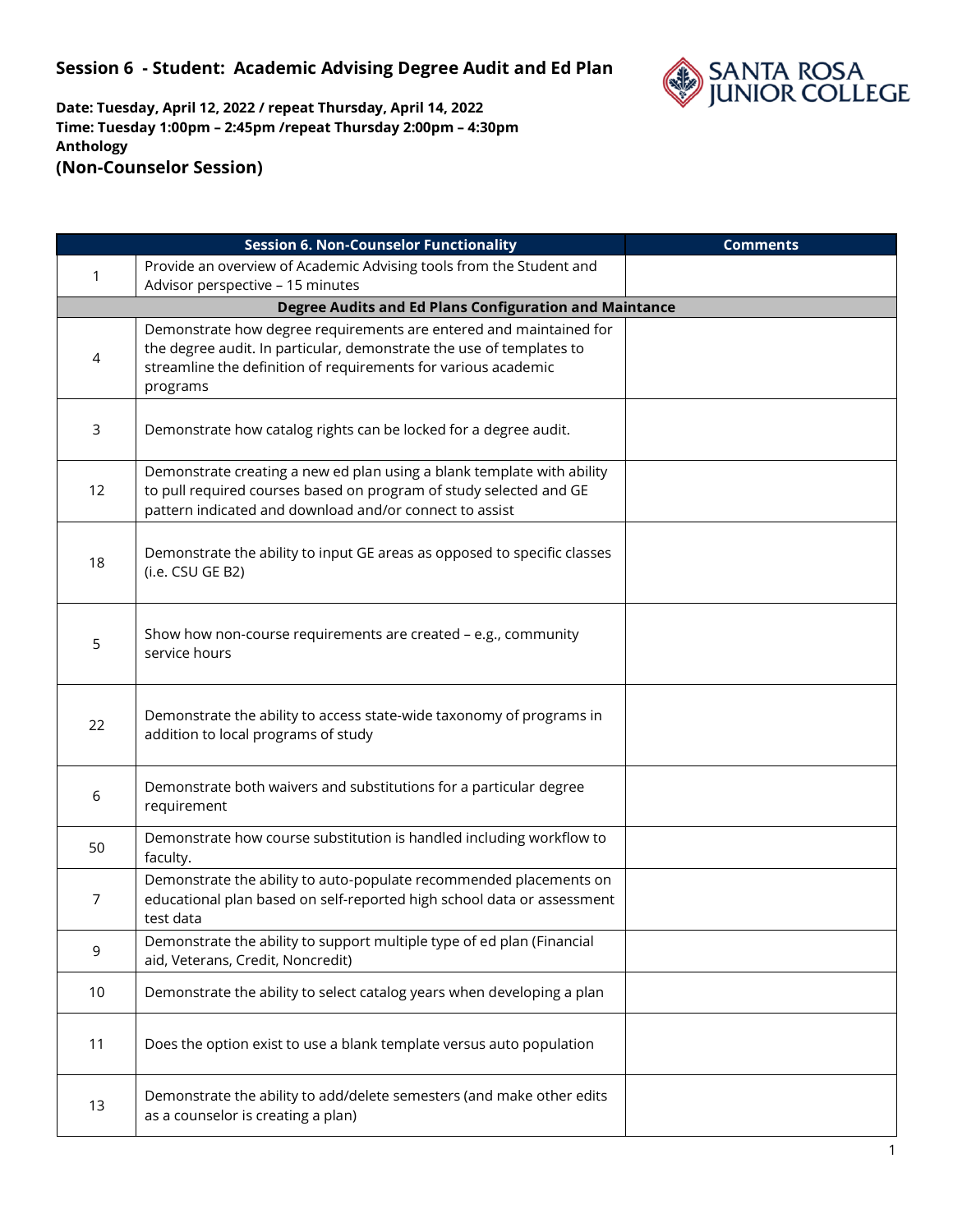## Session 6 - Student: Academic Advising Degree Audit and Ed Plan

**Date: Tuesday, April 12, 2022 / repeat Thursday, April 14, 2022**
**Time: Tuesday 1:00pm – 2:45pm /repeat Thursday 2:00pm – 4:30pm**
**Anthology**
**(Non-Counselor Session)**

| | Session 6. Non-Counselor Functionality | Comments |
|---|---|---|
| 1 | Provide an overview of Academic Advising tools from the Student and Advisor perspective – 15 minutes | |
| | **Degree Audits and Ed Plans Configuration and Maintance** | |
| 4 | Demonstrate how degree requirements are entered and maintained for the degree audit. In particular, demonstrate the use of templates to streamline the definition of requirements for various academic programs | |
| 3 | Demonstrate how catalog rights can be locked for a degree audit. | |
| 12 | Demonstrate creating a new ed plan using a blank template with ability to pull required courses based on program of study selected and GE pattern indicated and download and/or connect to assist | |
| 18 | Demonstrate the ability to input GE areas as opposed to specific classes (i.e. CSU GE B2) | |
| 5 | Show how non-course requirements are created – e.g., community service hours | |
| 22 | Demonstrate the ability to access state-wide taxonomy of programs in addition to local programs of study | |
| 6 | Demonstrate both waivers and substitutions for a particular degree requirement | |
| 50 | Demonstrate how course substitution is handled including workflow to faculty. | |
| 7 | Demonstrate the ability to auto-populate recommended placements on educational plan based on self-reported high school data or assessment test data | |
| 9 | Demonstrate the ability to support multiple type of ed plan (Financial aid, Veterans, Credit, Noncredit) | |
| 10 | Demonstrate the ability to select catalog years when developing a plan | |
| 11 | Does the option exist to use a blank template versus auto population | |
| 13 | Demonstrate the ability to add/delete semesters (and make other edits as a counselor is creating a plan) | |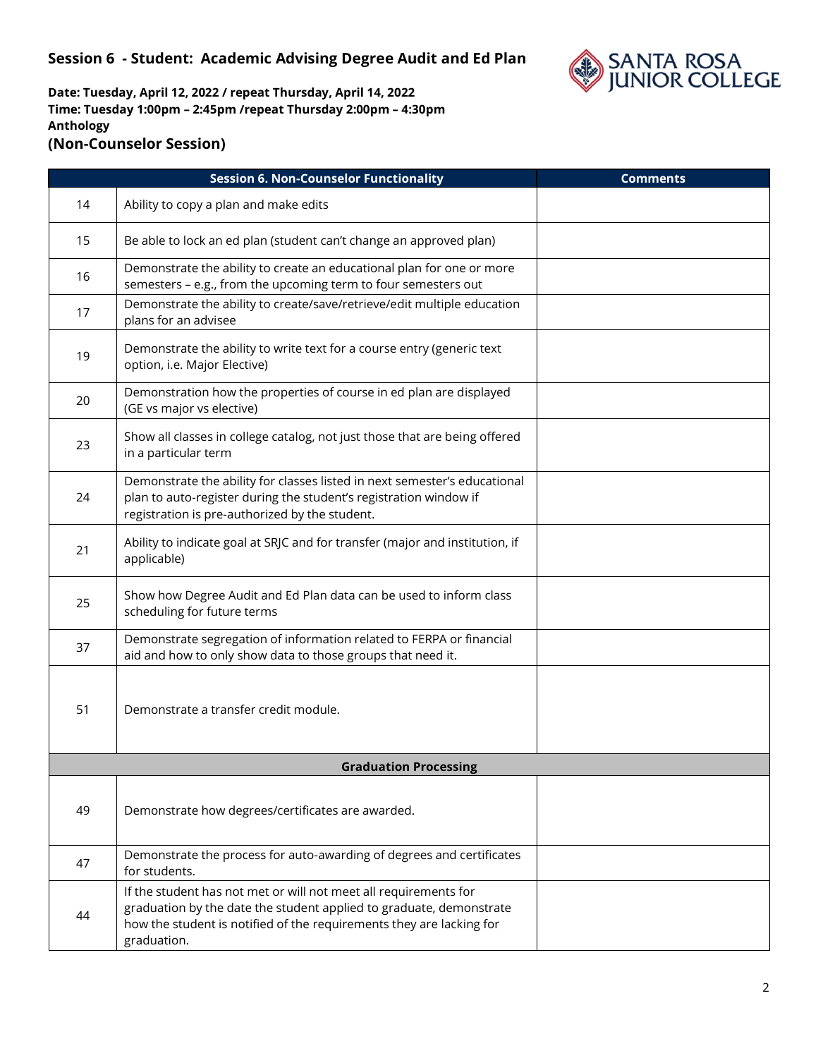## Session 6 - Student: Academic Advising Degree Audit and Ed Plan

**Date: Tuesday, April 12, 2022 / repeat Thursday, April 14, 2022**
**Time: Tuesday 1:00pm – 2:45pm /repeat Thursday 2:00pm – 4:30pm**
**Anthology**

### (Non-Counselor Session)

| | Session 6. Non-Counselor Functionality | Comments |
|---|---|---|
| 14 | Ability to copy a plan and make edits | |
| 15 | Be able to lock an ed plan (student can't change an approved plan) | |
| 16 | Demonstrate the ability to create an educational plan for one or more semesters – e.g., from the upcoming term to four semesters out | |
| 17 | Demonstrate the ability to create/save/retrieve/edit multiple education plans for an advisee | |
| 19 | Demonstrate the ability to write text for a course entry (generic text option, i.e. Major Elective) | |
| 20 | Demonstration how the properties of course in ed plan are displayed (GE vs major vs elective) | |
| 23 | Show all classes in college catalog, not just those that are being offered in a particular term | |
| 24 | Demonstrate the ability for classes listed in next semester's educational plan to auto-register during the student's registration window if registration is pre-authorized by the student. | |
| 21 | Ability to indicate goal at SRJC and for transfer (major and institution, if applicable) | |
| 25 | Show how Degree Audit and Ed Plan data can be used to inform class scheduling for future terms | |
| 37 | Demonstrate segregation of information related to FERPA or financial aid and how to only show data to those groups that need it. | |
| 51 | Demonstrate a transfer credit module. | |
| | **Graduation Processing** | |
| 49 | Demonstrate how degrees/certificates are awarded. | |
| 47 | Demonstrate the process for auto-awarding of degrees and certificates for students. | |
| 44 | If the student has not met or will not meet all requirements for graduation by the date the student applied to graduate, demonstrate how the student is notified of the requirements they are lacking for graduation. | |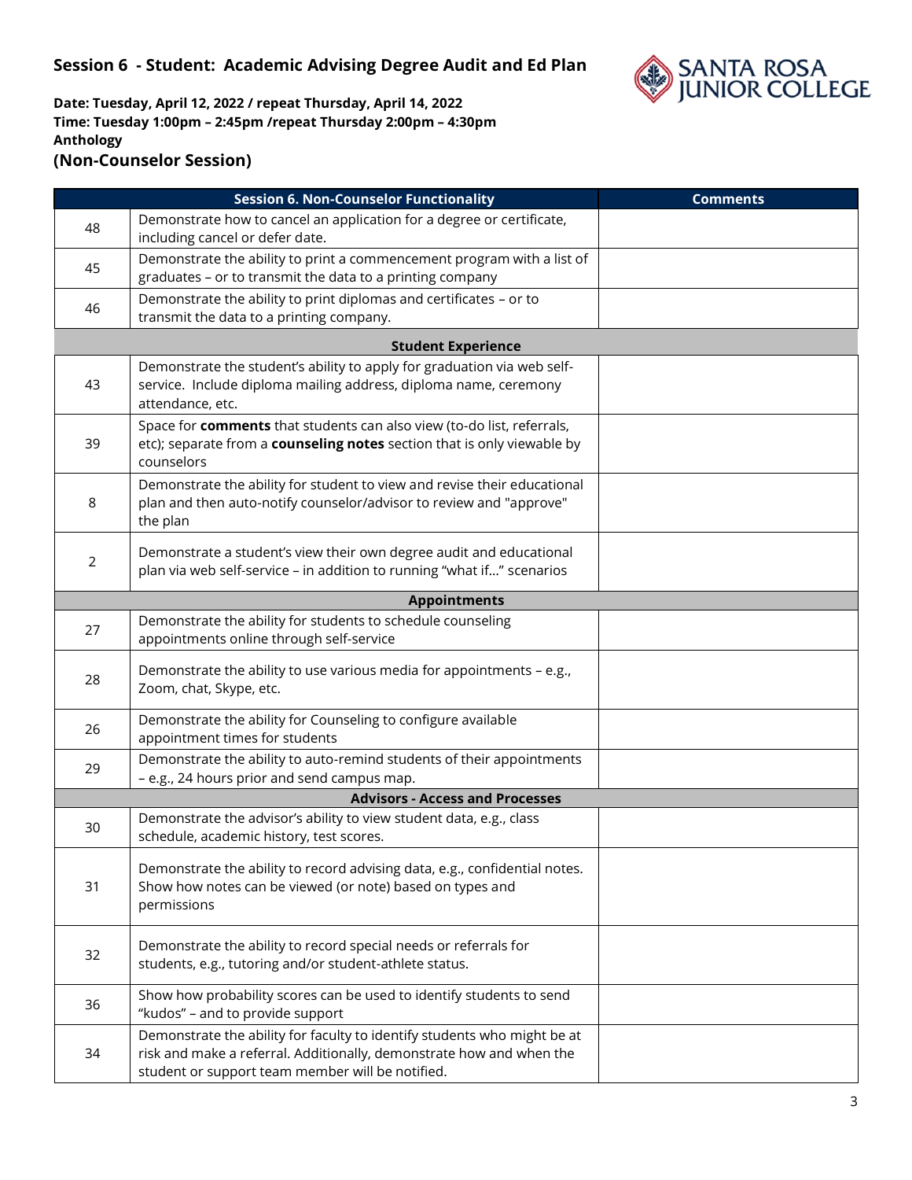## Session 6 - Student: Academic Advising Degree Audit and Ed Plan

**Date: Tuesday, April 12, 2022 / repeat Thursday, April 14, 2022**
**Time: Tuesday 1:00pm – 2:45pm /repeat Thursday 2:00pm – 4:30pm**
**Anthology**
**(Non-Counselor Session)**

| | Session 6. Non-Counselor Functionality | Comments |
|---|---|---|
| 48 | Demonstrate how to cancel an application for a degree or certificate, including cancel or defer date. | |
| 45 | Demonstrate the ability to print a commencement program with a list of graduates – or to transmit the data to a printing company | |
| 46 | Demonstrate the ability to print diplomas and certificates – or to transmit the data to a printing company. | |
| | **Student Experience** | |
| 43 | Demonstrate the student's ability to apply for graduation via web self-service. Include diploma mailing address, diploma name, ceremony attendance, etc. | |
| 39 | Space for **comments** that students can also view (to-do list, referrals, etc); separate from a **counseling notes** section that is only viewable by counselors | |
| 8 | Demonstrate the ability for student to view and revise their educational plan and then auto-notify counselor/advisor to review and "approve" the plan | |
| 2 | Demonstrate a student's view their own degree audit and educational plan via web self-service – in addition to running "what if…" scenarios | |
| | **Appointments** | |
| 27 | Demonstrate the ability for students to schedule counseling appointments online through self-service | |
| 28 | Demonstrate the ability to use various media for appointments – e.g., Zoom, chat, Skype, etc. | |
| 26 | Demonstrate the ability for Counseling to configure available appointment times for students | |
| 29 | Demonstrate the ability to auto-remind students of their appointments – e.g., 24 hours prior and send campus map. | |
| | **Advisors - Access and Processes** | |
| 30 | Demonstrate the advisor's ability to view student data, e.g., class schedule, academic history, test scores. | |
| 31 | Demonstrate the ability to record advising data, e.g., confidential notes. Show how notes can be viewed (or note) based on types and permissions | |
| 32 | Demonstrate the ability to record special needs or referrals for students, e.g., tutoring and/or student-athlete status. | |
| 36 | Show how probability scores can be used to identify students to send "kudos" – and to provide support | |
| 34 | Demonstrate the ability for faculty to identify students who might be at risk and make a referral. Additionally, demonstrate how and when the student or support team member will be notified. | |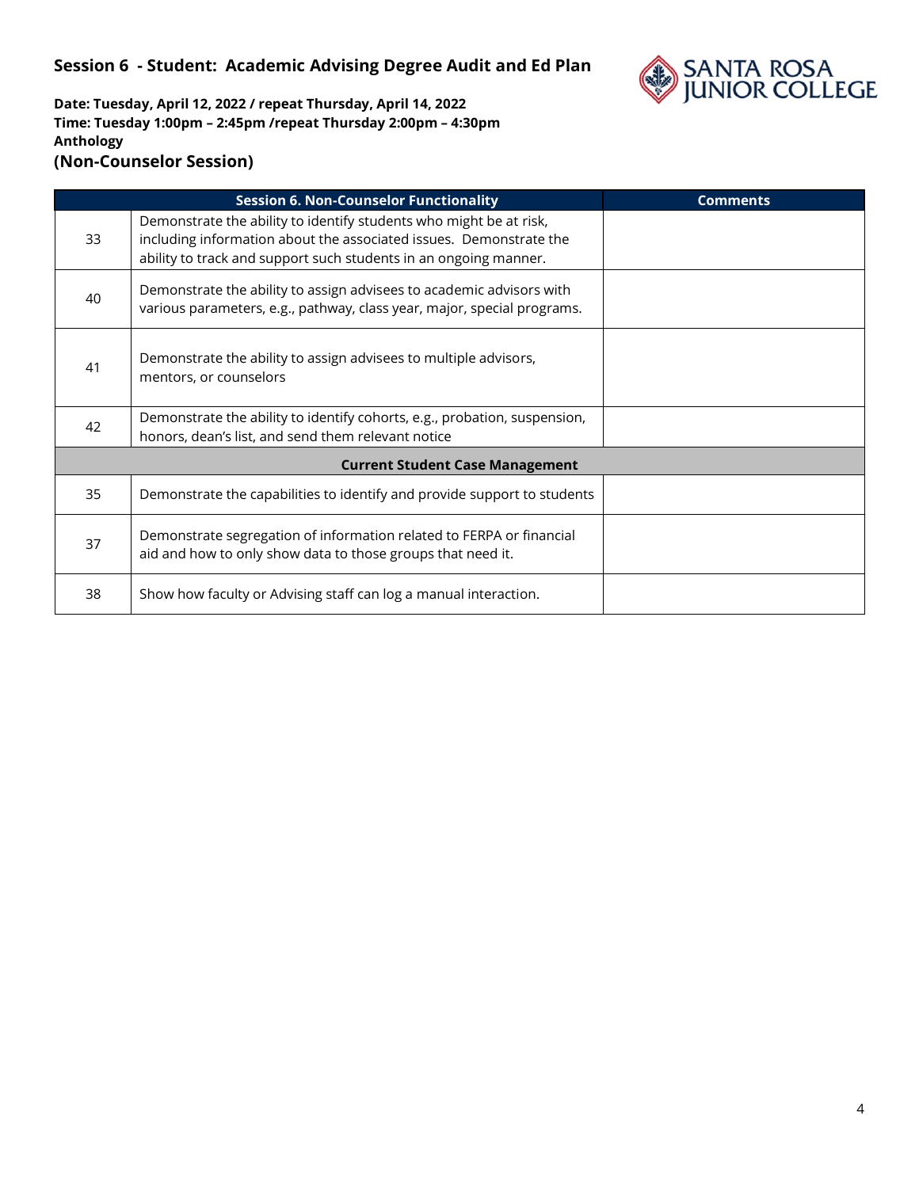## Session 6 - Student: Academic Advising Degree Audit and Ed Plan

**Date: Tuesday, April 12, 2022 / repeat Thursday, April 14, 2022**
**Time: Tuesday 1:00pm – 2:45pm /repeat Thursday 2:00pm – 4:30pm**
**Anthology**

### (Non-Counselor Session)

| | Session 6. Non-Counselor Functionality | Comments |
|---|---|---|
| 33 | Demonstrate the ability to identify students who might be at risk, including information about the associated issues. Demonstrate the ability to track and support such students in an ongoing manner. | |
| 40 | Demonstrate the ability to assign advisees to academic advisors with various parameters, e.g., pathway, class year, major, special programs. | |
| 41 | Demonstrate the ability to assign advisees to multiple advisors, mentors, or counselors | |
| 42 | Demonstrate the ability to identify cohorts, e.g., probation, suspension, honors, dean's list, and send them relevant notice | |
| | **Current Student Case Management** | |
| 35 | Demonstrate the capabilities to identify and provide support to students | |
| 37 | Demonstrate segregation of information related to FERPA or financial aid and how to only show data to those groups that need it. | |
| 38 | Show how faculty or Advising staff can log a manual interaction. | |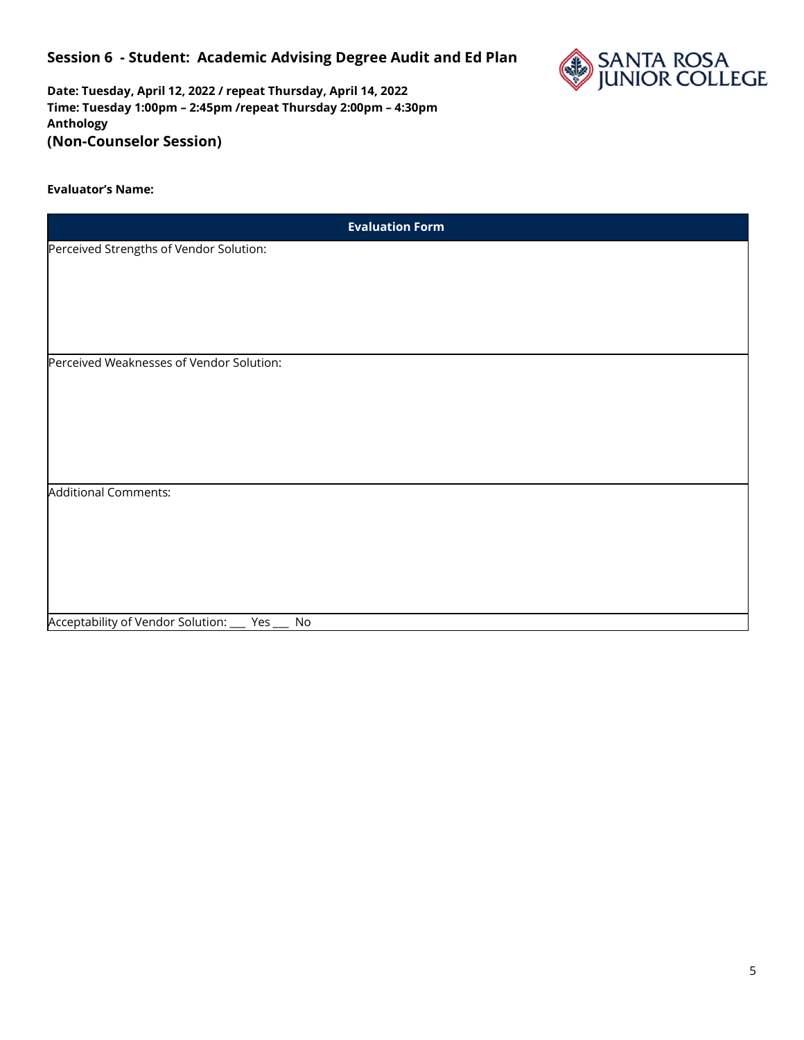## Session 6 - Student: Academic Advising Degree Audit and Ed Plan

SANTA ROSA JUNIOR COLLEGE

**Date: Tuesday, April 12, 2022 / repeat Thursday, April 14, 2022**
**Time: Tuesday 1:00pm – 2:45pm /repeat Thursday 2:00pm – 4:30pm**
**Anthology**
**(Non-Counselor Session)**

**Evaluator's Name:**

| Evaluation Form |
| --- |
| Perceived Strengths of Vendor Solution: |
| Perceived Weaknesses of Vendor Solution: |
| Additional Comments: |
| Acceptability of Vendor Solution: ___ Yes ___ No |